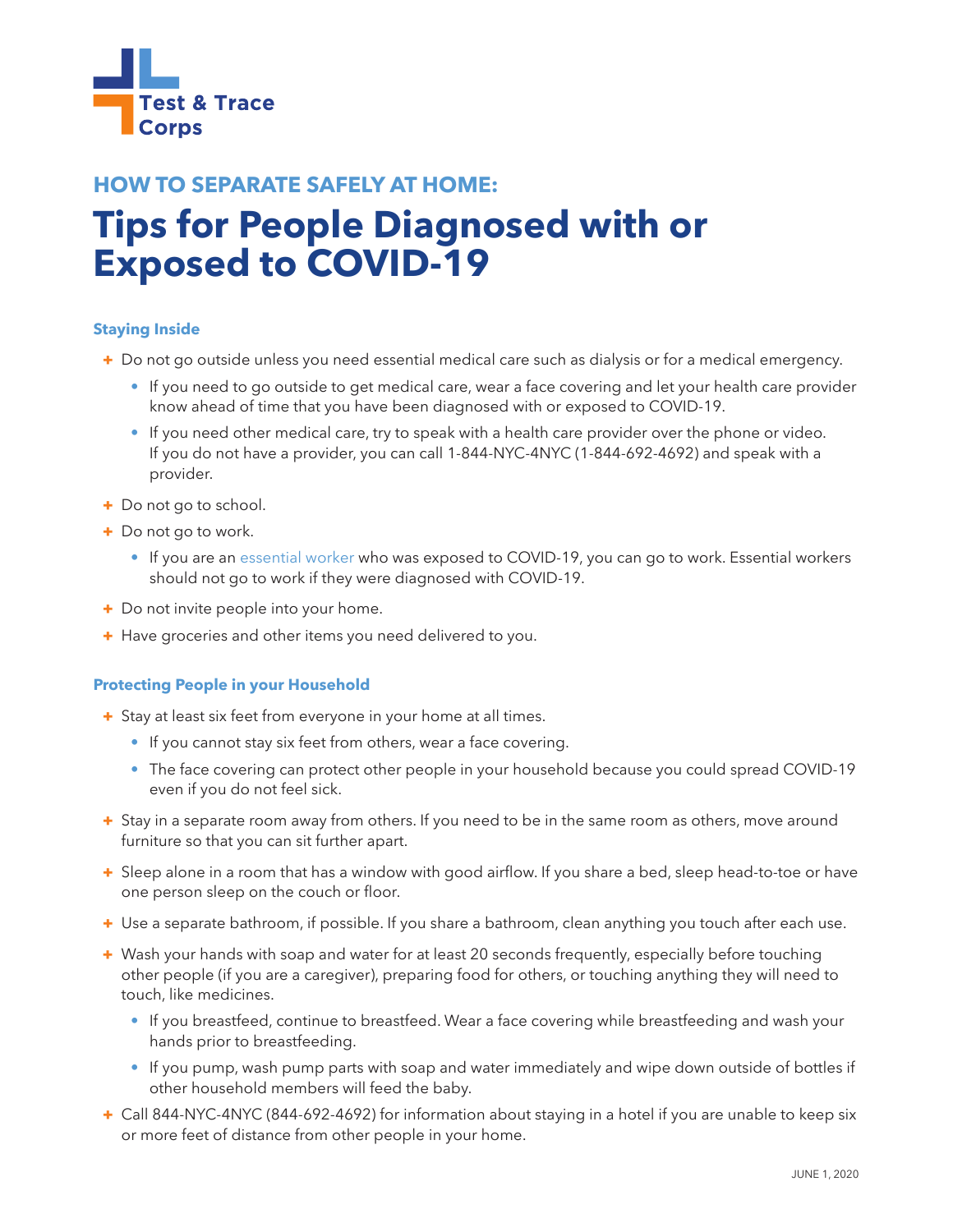Test & Trace Corps

## HOW TO SEPARATE SAFELY AT HOME:

# Tips for People Diagnosed with or Exposed to COVID-19

### Staying Inside

- Do not go outside unless you need essential medical care such as dialysis or for a medical emergency.
  - If you need to go outside to get medical care, wear a face covering and let your health care provider know ahead of time that you have been diagnosed with or exposed to COVID-19.
  - If you need other medical care, try to speak with a health care provider over the phone or video. If you do not have a provider, you can call 1-844-NYC-4NYC (1-844-692-4692) and speak with a provider.
- Do not go to school.
- Do not go to work.
  - If you are an essential worker who was exposed to COVID-19, you can go to work. Essential workers should not go to work if they were diagnosed with COVID-19.
- Do not invite people into your home.
- Have groceries and other items you need delivered to you.

### Protecting People in your Household

- Stay at least six feet from everyone in your home at all times.
  - If you cannot stay six feet from others, wear a face covering.
  - The face covering can protect other people in your household because you could spread COVID-19 even if you do not feel sick.
- Stay in a separate room away from others. If you need to be in the same room as others, move around furniture so that you can sit further apart.
- Sleep alone in a room that has a window with good airflow. If you share a bed, sleep head-to-toe or have one person sleep on the couch or floor.
- Use a separate bathroom, if possible. If you share a bathroom, clean anything you touch after each use.
- Wash your hands with soap and water for at least 20 seconds frequently, especially before touching other people (if you are a caregiver), preparing food for others, or touching anything they will need to touch, like medicines.
  - If you breastfeed, continue to breastfeed. Wear a face covering while breastfeeding and wash your hands prior to breastfeeding.
  - If you pump, wash pump parts with soap and water immediately and wipe down outside of bottles if other household members will feed the baby.
- Call 844-NYC-4NYC (844-692-4692) for information about staying in a hotel if you are unable to keep six or more feet of distance from other people in your home.

JUNE 1, 2020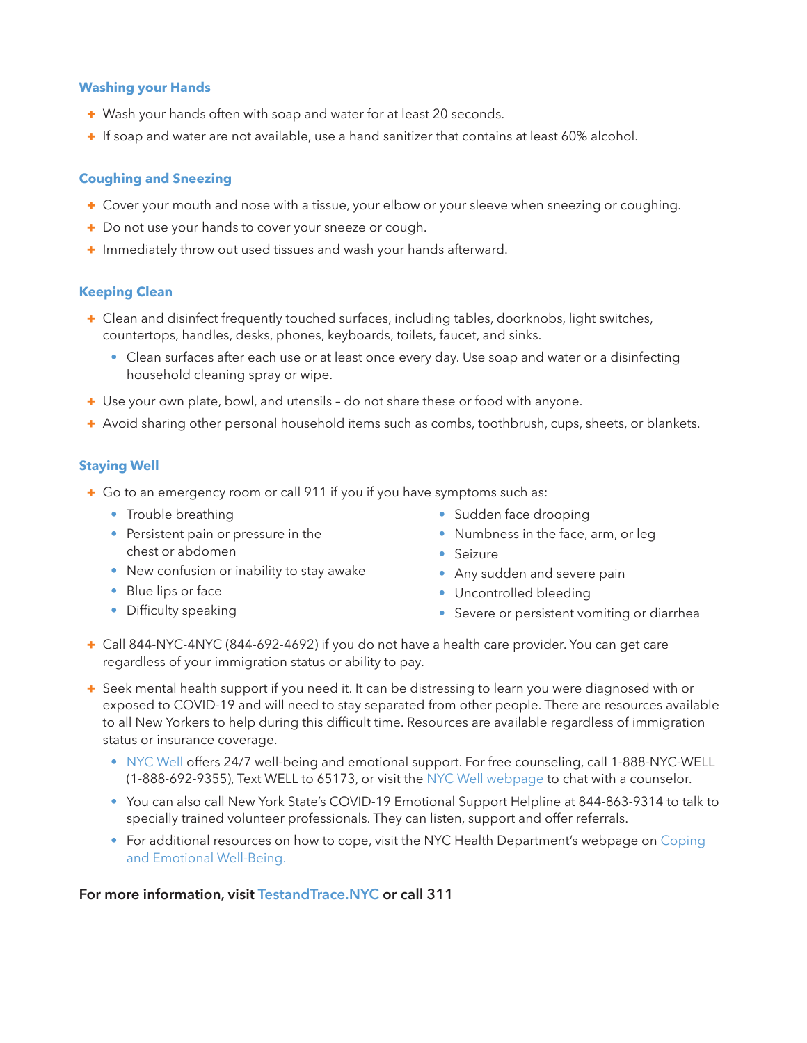### Washing your Hands

- Wash your hands often with soap and water for at least 20 seconds.
- If soap and water are not available, use a hand sanitizer that contains at least 60% alcohol.

### Coughing and Sneezing

- Cover your mouth and nose with a tissue, your elbow or your sleeve when sneezing or coughing.
- Do not use your hands to cover your sneeze or cough.
- Immediately throw out used tissues and wash your hands afterward.

### Keeping Clean

- Clean and disinfect frequently touched surfaces, including tables, doorknobs, light switches, countertops, handles, desks, phones, keyboards, toilets, faucet, and sinks.
  - Clean surfaces after each use or at least once every day. Use soap and water or a disinfecting household cleaning spray or wipe.
- Use your own plate, bowl, and utensils – do not share these or food with anyone.
- Avoid sharing other personal household items such as combs, toothbrush, cups, sheets, or blankets.

### Staying Well

- Go to an emergency room or call 911 if you if you have symptoms such as:
  - Trouble breathing
  - Persistent pain or pressure in the chest or abdomen
  - New confusion or inability to stay awake
  - Blue lips or face
  - Difficulty speaking
  - Sudden face drooping
  - Numbness in the face, arm, or leg
  - Seizure
  - Any sudden and severe pain
  - Uncontrolled bleeding
  - Severe or persistent vomiting or diarrhea
- Call 844-NYC-4NYC (844-692-4692) if you do not have a health care provider. You can get care regardless of your immigration status or ability to pay.
- Seek mental health support if you need it. It can be distressing to learn you were diagnosed with or exposed to COVID-19 and will need to stay separated from other people. There are resources available to all New Yorkers to help during this difficult time. Resources are available regardless of immigration status or insurance coverage.
  - NYC Well offers 24/7 well-being and emotional support. For free counseling, call 1-888-NYC-WELL (1-888-692-9355), Text WELL to 65173, or visit the NYC Well webpage to chat with a counselor.
  - You can also call New York State's COVID-19 Emotional Support Helpline at 844-863-9314 to talk to specially trained volunteer professionals. They can listen, support and offer referrals.
  - For additional resources on how to cope, visit the NYC Health Department's webpage on Coping and Emotional Well-Being.

**For more information, visit TestandTrace.NYC or call 311**